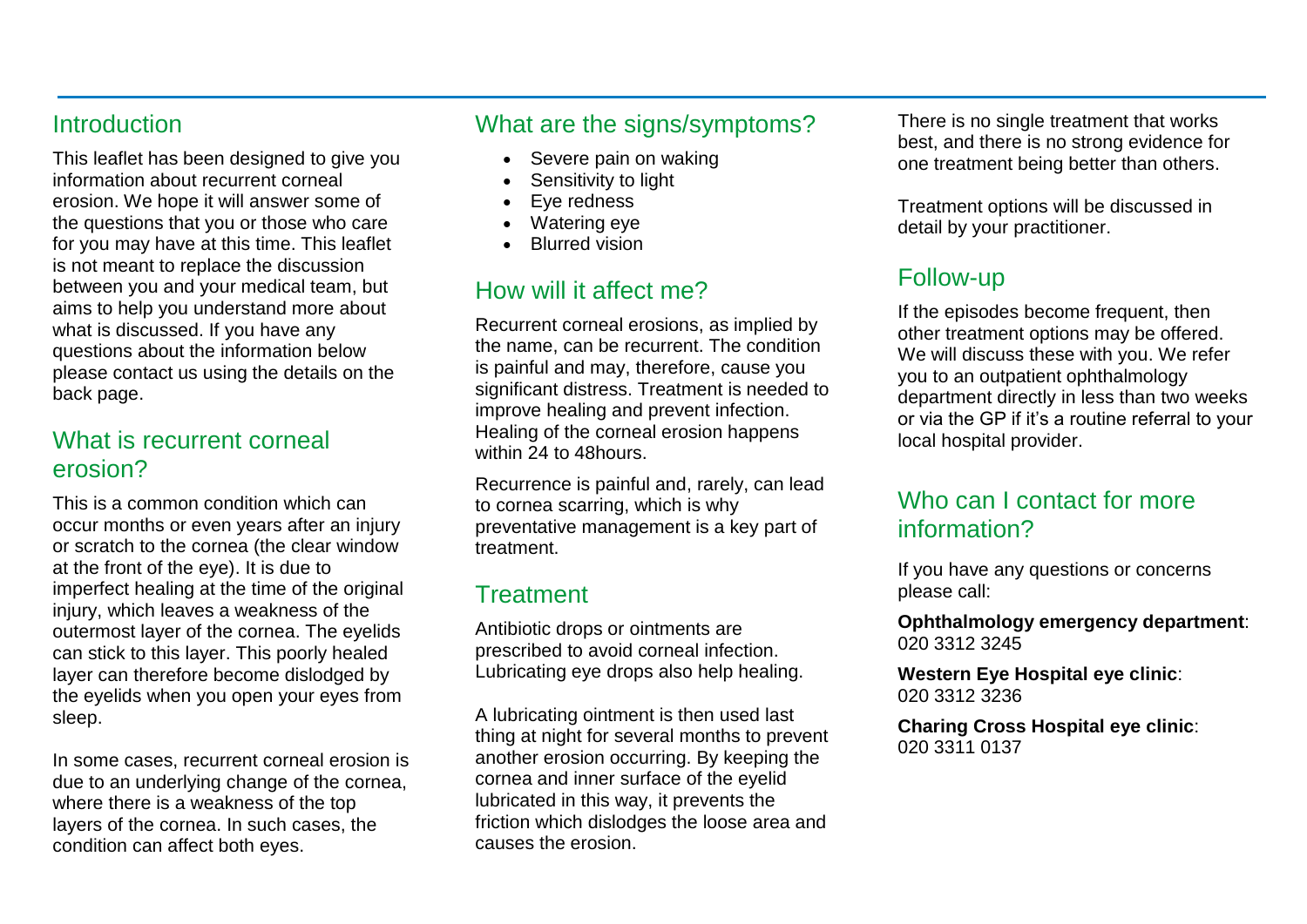## Introduction

This leaflet has been designed to give you information about recurrent corneal erosion. We hope it will answer some of the questions that you or those who care for you may have at this time. This leaflet is not meant to replace the discussion between you and your medical team, but aims to help you understand more about what is discussed. If you have any questions about the information below please contact us using the details on the back page.

## What is recurrent corneal erosion?

This is a common condition which can occur months or even years after an injury or scratch to the cornea (the clear window at the front of the eye). It is due to imperfect healing at the time of the original injury, which leaves a weakness of the outermost layer of the cornea. The eyelids can stick to this layer. This poorly healed layer can therefore become dislodged by the eyelids when you open your eyes from sleep.

In some cases, recurrent corneal erosion is due to an underlying change of the cornea, where there is a weakness of the top layers of the cornea. In such cases, the condition can affect both eyes.

## What are the signs/symptoms?

- Severe pain on waking
- Sensitivity to light
- Eye redness
- Watering eye
- Blurred vision

## How will it affect me?

Recurrent corneal erosions, as implied by the name, can be recurrent. The condition is painful and may, therefore, cause you significant distress. Treatment is needed to improve healing and prevent infection. Healing of the corneal erosion happens within 24 to 48hours.

Recurrence is painful and, rarely, can lead to cornea scarring, which is why preventative management is a key part of treatment.

## Treatment

Antibiotic drops or ointments are prescribed to avoid corneal infection. Lubricating eye drops also help healing.

A lubricating ointment is then used last thing at night for several months to prevent another erosion occurring. By keeping the cornea and inner surface of the eyelid lubricated in this way, it prevents the friction which dislodges the loose area and causes the erosion.

There is no single treatment that works best, and there is no strong evidence for one treatment being better than others.

Treatment options will be discussed in detail by your practitioner.

## Follow-up

If the episodes become frequent, then other treatment options may be offered. We will discuss these with you. We refer you to an outpatient ophthalmology department directly in less than two weeks or via the GP if it's a routine referral to your local hospital provider.

## Who can I contact for more information?

If you have any questions or concerns please call:

**Ophthalmology emergency department**: 020 3312 3245

**Western Eye Hospital eye clinic**: 020 3312 3236

**Charing Cross Hospital eye clinic**: 020 3311 0137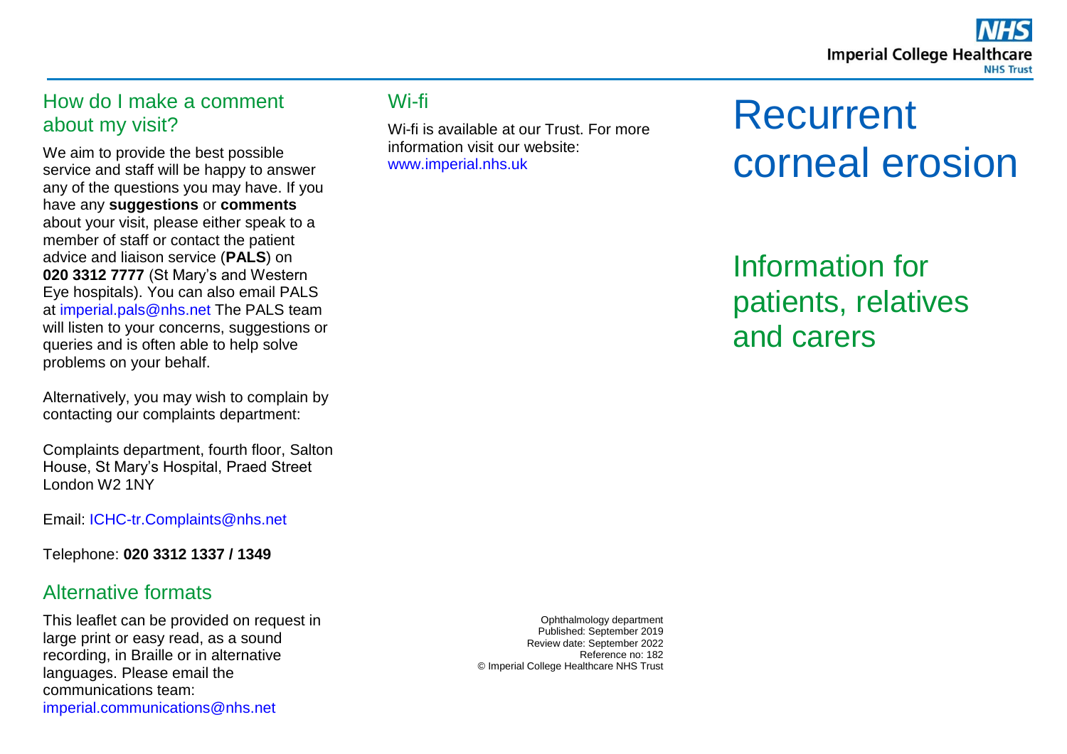## How do I make a comment about my visit?

We aim to provide the best possible service and staff will be happy to answer any of the questions you may have. If you have any **suggestions** or **comments** about your visit, please either speak to a member of staff or contact the patient advice and liaison service (**PALS**) on **020 3312 7777** (St Mary's and Western Eye hospitals). You can also email PALS at imperial.pals@nhs.net The PALS team will listen to your concerns, suggestions or queries and is often able to help solve problems on your behalf.

Alternatively, you may wish to complain by contacting our complaints department:

Complaints department, fourth floor, Salton House, St Mary's Hospital, Praed Street London W2 1NY

Email: ICHC-tr.Complaints@nhs.net

Telephone: **020 3312 1337 / 1349**

## Alternative formats

This leaflet can be provided on request in large print or easy read, as a sound recording, in Braille or in alternative languages. Please email the communications team: imperial.communications@nhs.net

## Wi-fi

Wi-fi is available at our Trust. For more information visit our website: www.imperial.nhs.uk

Ophthalmology department
Published: September 2019
Review date: September 2022
Reference no: 182
© Imperial College Healthcare NHS Trust

Imperial College Healthcare NHS Trust

# Recurrent corneal erosion

## Information for patients, relatives and carers